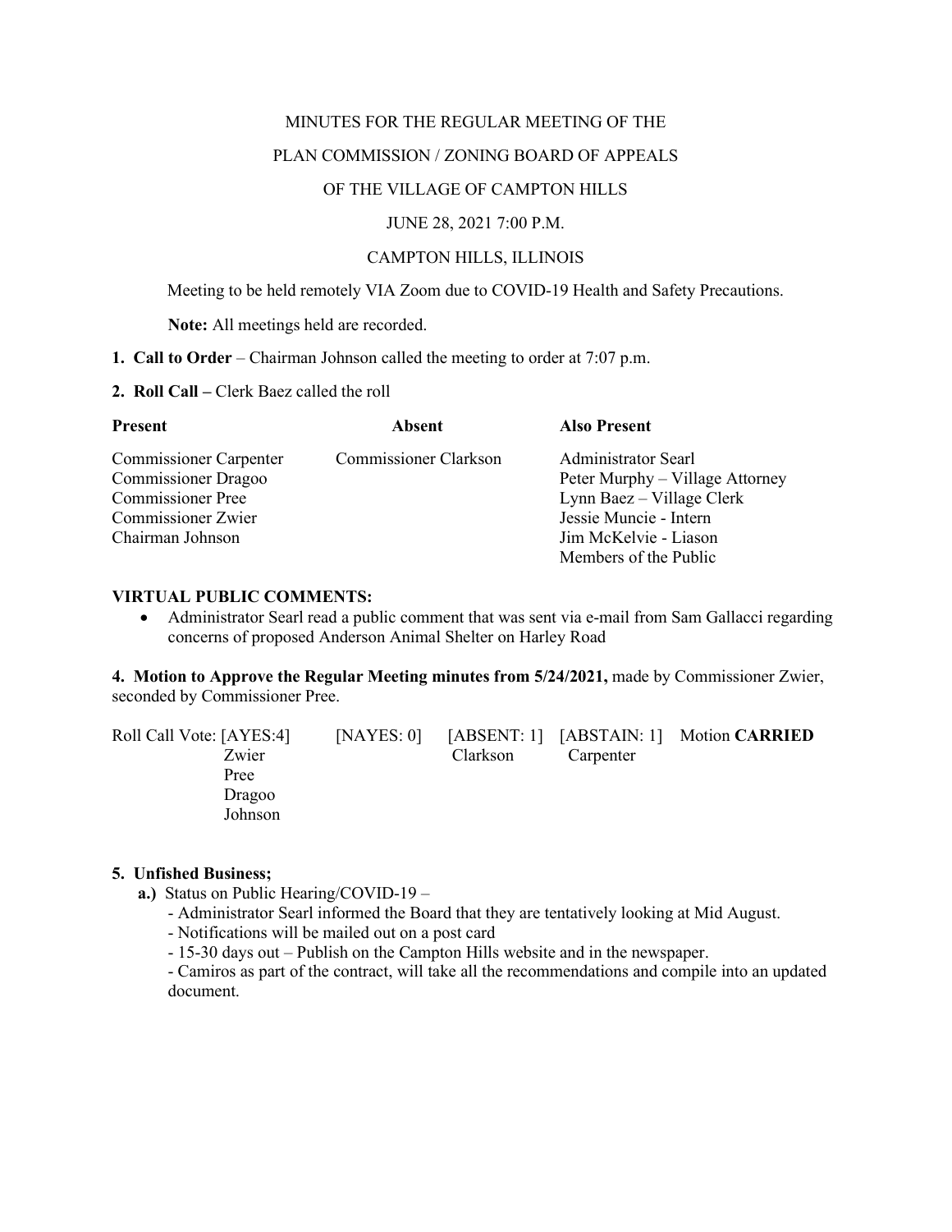MINUTES FOR THE REGULAR MEETING OF THE

PLAN COMMISSION / ZONING BOARD OF APPEALS

OF THE VILLAGE OF CAMPTON HILLS

JUNE 28, 2021 7:00 P.M.

CAMPTON HILLS, ILLINOIS

Meeting to be held remotely VIA Zoom due to COVID-19 Health and Safety Precautions.

**Note:** All meetings held are recorded.

**1. Call to Order** – Chairman Johnson called the meeting to order at 7:07 p.m.

**2. Roll Call –** Clerk Baez called the roll

| **Present** | **Absent** | **Also Present** |
|---|---|---|
| Commissioner Carpenter | Commissioner Clarkson | Administrator Searl |
| Commissioner Dragoo | | Peter Murphy – Village Attorney |
| Commissioner Pree | | Lynn Baez – Village Clerk |
| Commissioner Zwier | | Jessie Muncie - Intern |
| Chairman Johnson | | Jim McKelvie - Liason |
| | | Members of the Public |

**VIRTUAL PUBLIC COMMENTS:**

- Administrator Searl read a public comment that was sent via e-mail from Sam Gallacci regarding concerns of proposed Anderson Animal Shelter on Harley Road

**4. Motion to Approve the Regular Meeting minutes from 5/24/2021,** made by Commissioner Zwier, seconded by Commissioner Pree.

| Roll Call Vote: [AYES:4] | [NAYES: 0] | [ABSENT: 1] | [ABSTAIN: 1] | Motion **CARRIED** |
|---|---|---|---|---|
| Zwier | | Clarkson | Carpenter | |
| Pree | | | | |
| Dragoo | | | | |
| Johnson | | | | |

**5. Unfished Business;**

**a.)** Status on Public Hearing/COVID-19 –

- Administrator Searl informed the Board that they are tentatively looking at Mid August.
- Notifications will be mailed out on a post card
- 15-30 days out – Publish on the Campton Hills website and in the newspaper.
- Camiros as part of the contract, will take all the recommendations and compile into an updated document.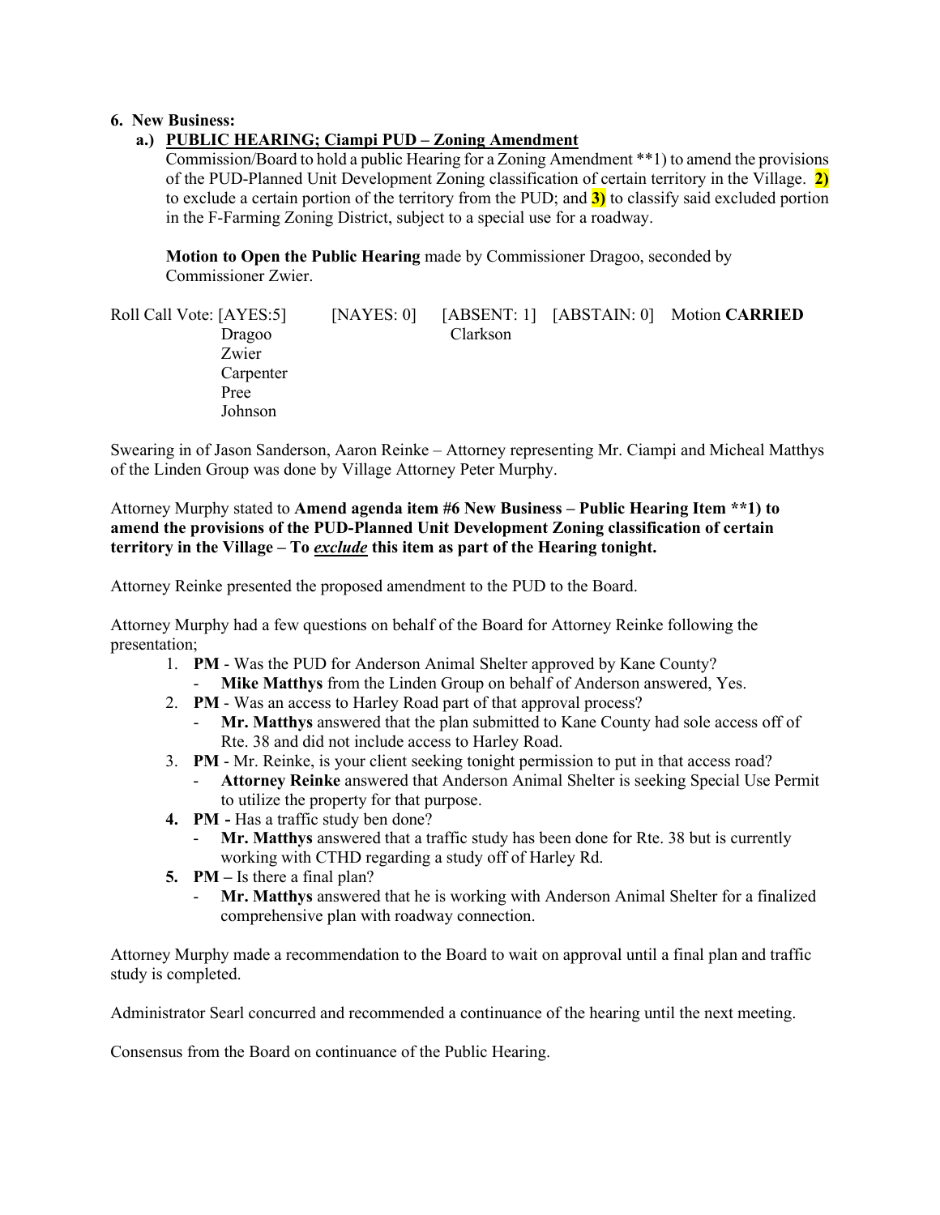**6. New Business:**

**a.) PUBLIC HEARING; Ciampi PUD – Zoning Amendment**

Commission/Board to hold a public Hearing for a Zoning Amendment **1) to amend the provisions of the PUD-Planned Unit Development Zoning classification of certain territory in the Village. **2)** to exclude a certain portion of the territory from the PUD; and **3)** to classify said excluded portion in the F-Farming Zoning District, subject to a special use for a roadway.

**Motion to Open the Public Hearing** made by Commissioner Dragoo, seconded by Commissioner Zwier.

| Roll Call Vote: [AYES:5] | [NAYES: 0] | [ABSENT: 1] | [ABSTAIN: 0] | Motion **CARRIED** |
|---|---|---|---|---|
| Dragoo | | Clarkson | | |
| Zwier | | | | |
| Carpenter | | | | |
| Pree | | | | |
| Johnson | | | | |

Swearing in of Jason Sanderson, Aaron Reinke – Attorney representing Mr. Ciampi and Micheal Matthys of the Linden Group was done by Village Attorney Peter Murphy.

Attorney Murphy stated to **Amend agenda item #6 New Business – Public Hearing Item **1) to amend the provisions of the PUD-Planned Unit Development Zoning classification of certain territory in the Village – To *<u>exclude</u>* this item as part of the Hearing tonight.**

Attorney Reinke presented the proposed amendment to the PUD to the Board.

Attorney Murphy had a few questions on behalf of the Board for Attorney Reinke following the presentation;

1. **PM** - Was the PUD for Anderson Animal Shelter approved by Kane County?
   - **Mike Matthys** from the Linden Group on behalf of Anderson answered, Yes.
2. **PM** - Was an access to Harley Road part of that approval process?
   - **Mr. Matthys** answered that the plan submitted to Kane County had sole access off of Rte. 38 and did not include access to Harley Road.
3. **PM** - Mr. Reinke, is your client seeking tonight permission to put in that access road?
   - **Attorney Reinke** answered that Anderson Animal Shelter is seeking Special Use Permit to utilize the property for that purpose.
4. **PM -** Has a traffic study ben done?
   - **Mr. Matthys** answered that a traffic study has been done for Rte. 38 but is currently working with CTHD regarding a study off of Harley Rd.
5. **PM –** Is there a final plan?
   - **Mr. Matthys** answered that he is working with Anderson Animal Shelter for a finalized comprehensive plan with roadway connection.

Attorney Murphy made a recommendation to the Board to wait on approval until a final plan and traffic study is completed.

Administrator Searl concurred and recommended a continuance of the hearing until the next meeting.

Consensus from the Board on continuance of the Public Hearing.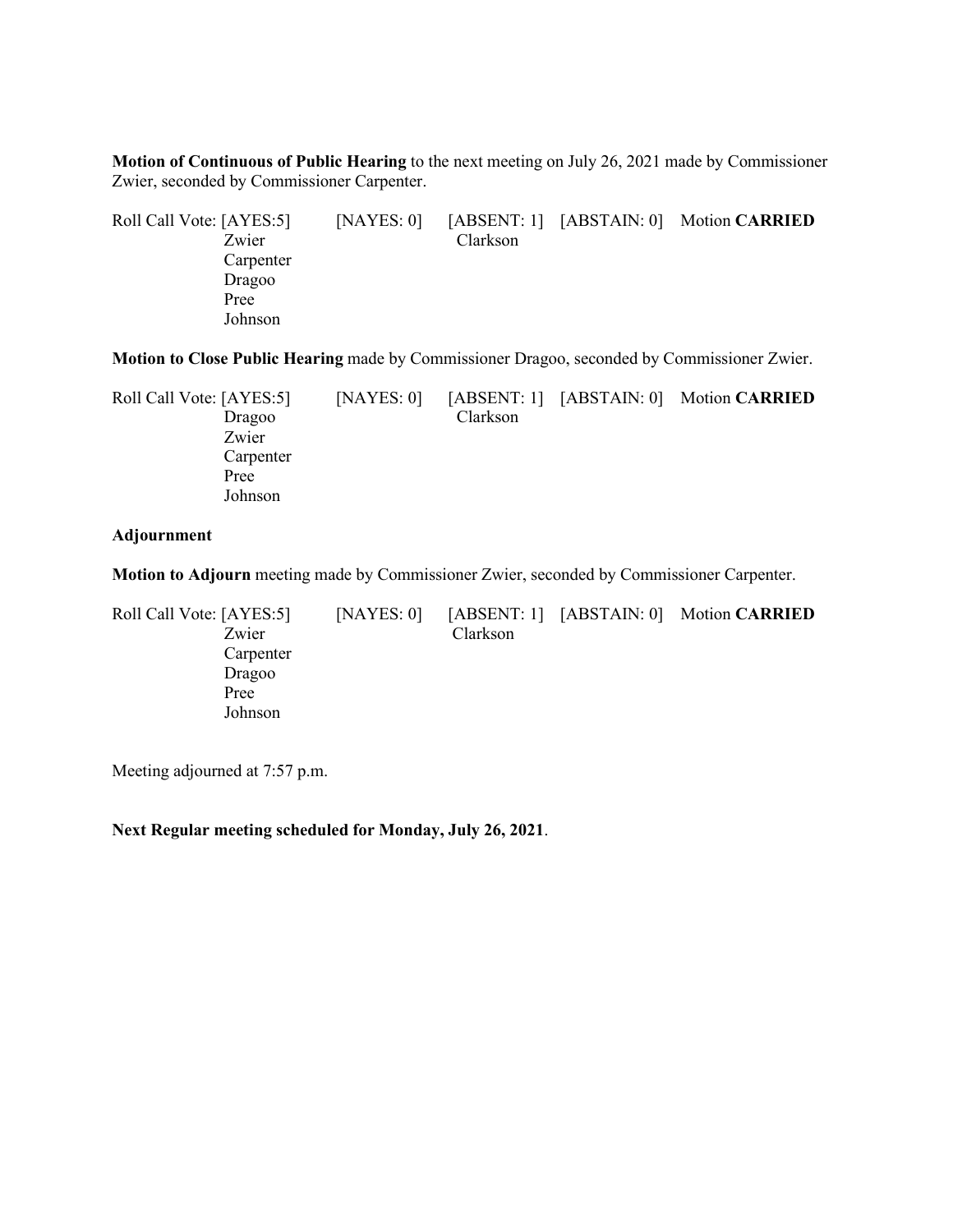**Motion of Continuous of Public Hearing** to the next meeting on July 26, 2021 made by Commissioner Zwier, seconded by Commissioner Carpenter.

| Roll Call Vote: [AYES:5] | [NAYES: 0] | [ABSENT: 1] | [ABSTAIN: 0] | Motion **CARRIED** |
|---|---|---|---|---|
| Zwier | | Clarkson | | |
| Carpenter | | | | |
| Dragoo | | | | |
| Pree | | | | |
| Johnson | | | | |

**Motion to Close Public Hearing** made by Commissioner Dragoo, seconded by Commissioner Zwier.

| Roll Call Vote: [AYES:5] | [NAYES: 0] | [ABSENT: 1] | [ABSTAIN: 0] | Motion **CARRIED** |
|---|---|---|---|---|
| Dragoo | | Clarkson | | |
| Zwier | | | | |
| Carpenter | | | | |
| Pree | | | | |
| Johnson | | | | |

**Adjournment**

**Motion to Adjourn** meeting made by Commissioner Zwier, seconded by Commissioner Carpenter.

| Roll Call Vote: [AYES:5] | [NAYES: 0] | [ABSENT: 1] | [ABSTAIN: 0] | Motion **CARRIED** |
|---|---|---|---|---|
| Zwier | | Clarkson | | |
| Carpenter | | | | |
| Dragoo | | | | |
| Pree | | | | |
| Johnson | | | | |

Meeting adjourned at 7:57 p.m.

**Next Regular meeting scheduled for Monday, July 26, 2021**.